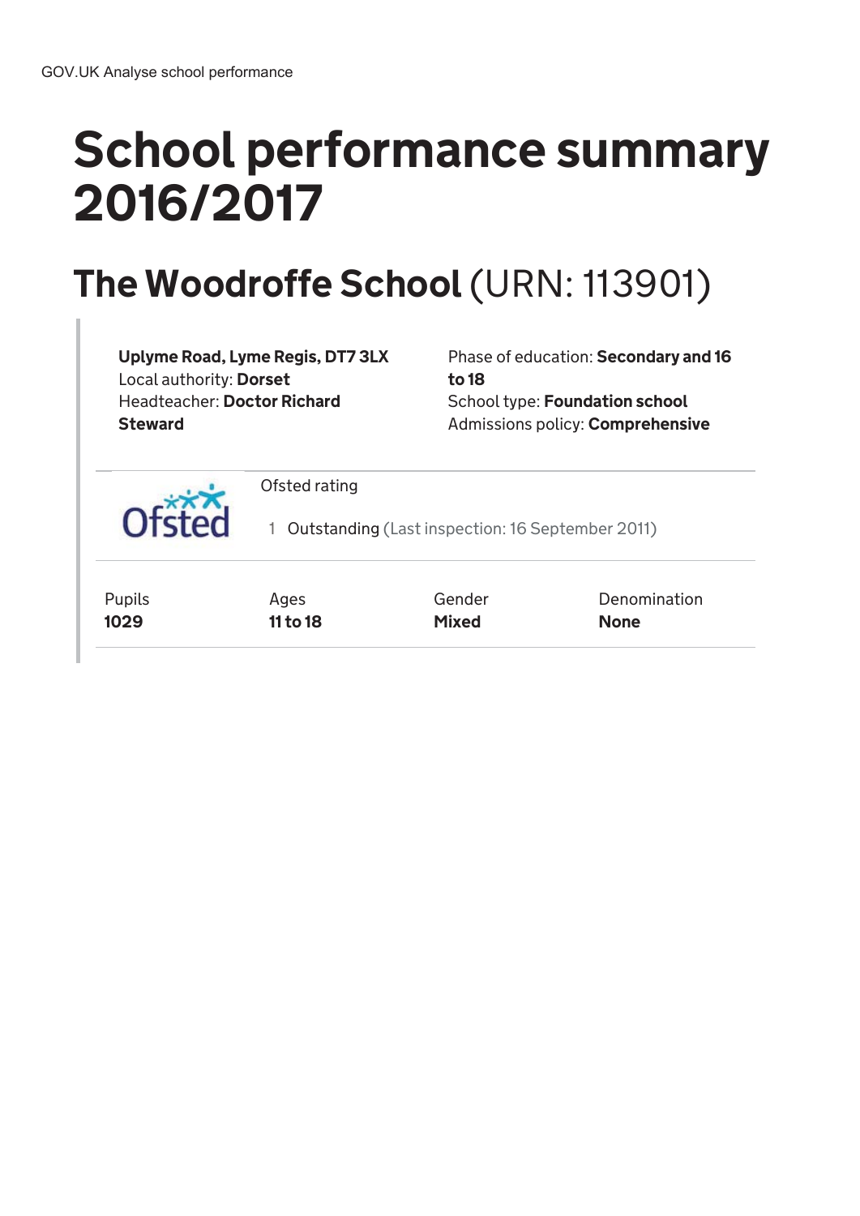GOV.UK Analyse school performance

# School performance summary 2016/2017

## The Woodroffe School (URN: 113901)

**Uplyme Road, Lyme Regis, DT7 3LX**
Local authority: **Dorset**
Headteacher: **Doctor Richard Steward**

Phase of education: **Secondary and 16 to 18**
School type: **Foundation school**
Admissions policy: **Comprehensive**

Ofsted rating

1 Outstanding (Last inspection: 16 September 2011)

| Pupils | Ages | Gender | Denomination |
|---|---|---|---|
| **1029** | **11 to 18** | **Mixed** | **None** |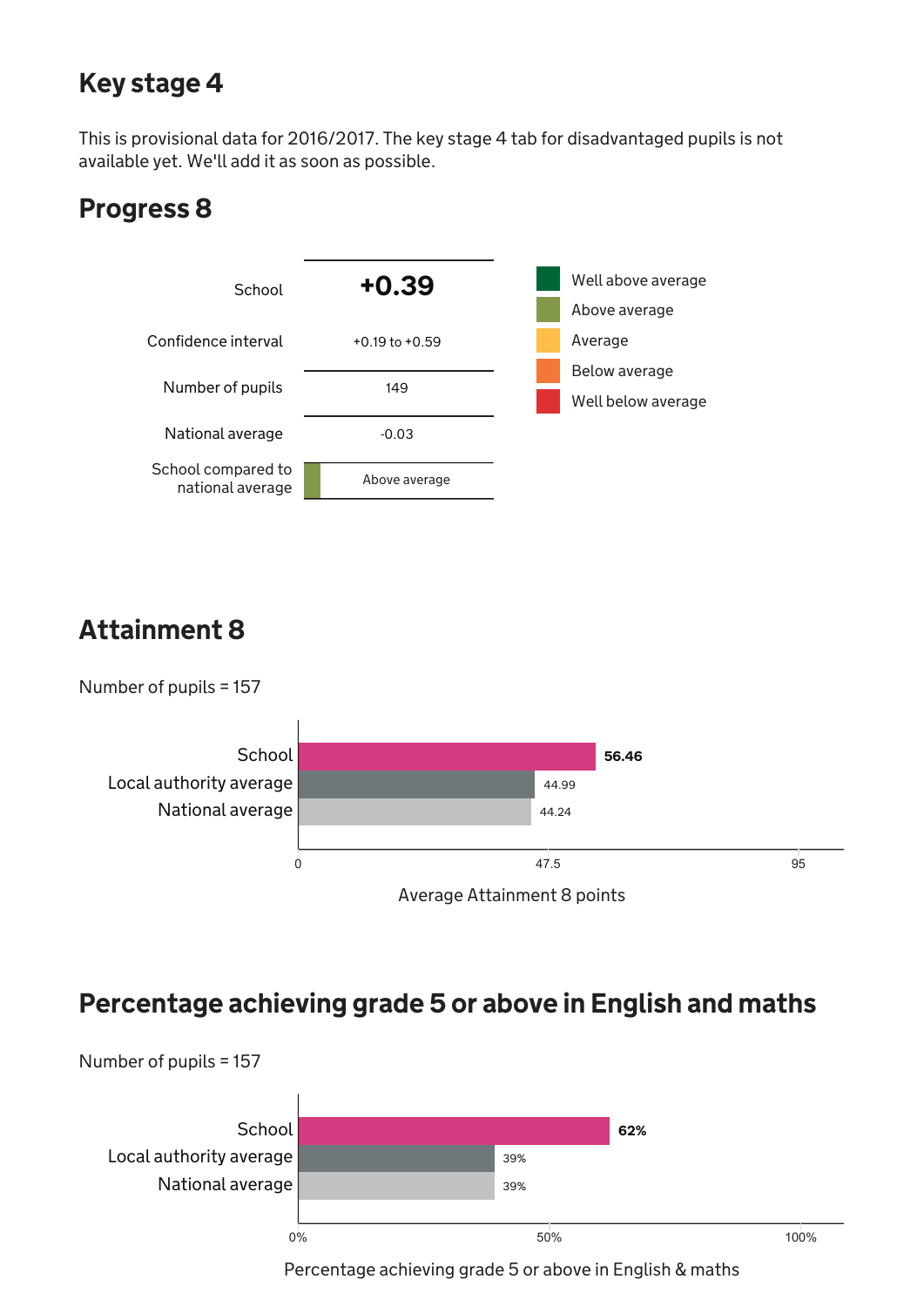## Key stage 4

This is provisional data for 2016/2017. The key stage 4 tab for disadvantaged pupils is not available yet. We'll add it as soon as possible.

## Progress 8

| | |
|---|---|
| School | **+0.39** |
| Confidence interval | +0.19 to +0.59 |
| Number of pupils | 149 |
| National average | -0.03 |
| School compared to national average | Above average |

- Well above average
- Above average
- Average
- Below average
- Well below average

## Attainment 8

Number of pupils = 157

| | Average Attainment 8 points |
|---|---|
| School | **56.46** |
| Local authority average | 44.99 |
| National average | 44.24 |

## Percentage achieving grade 5 or above in English and maths

Number of pupils = 157

| | Percentage achieving grade 5 or above in English & maths |
|---|---|
| School | **62%** |
| Local authority average | 39% |
| National average | 39% |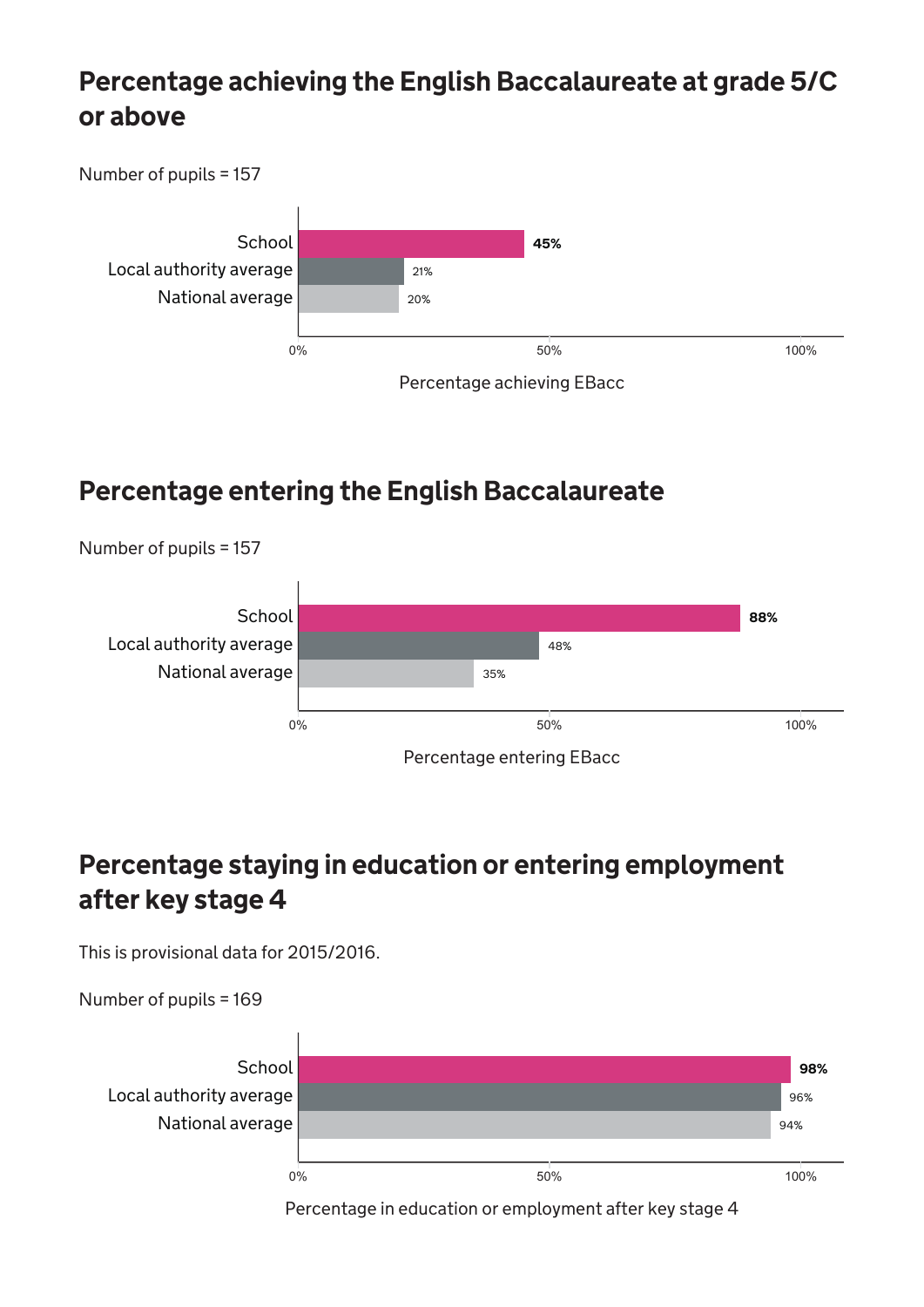## Percentage achieving the English Baccalaureate at grade 5/C or above

Number of pupils = 157

School
Local authority average
National average

45%
21%
20%

0%
50%
100%

Percentage achieving EBacc

## Percentage entering the English Baccalaureate

Number of pupils = 157

School
Local authority average
National average

88%
48%
35%

0%
50%
100%

Percentage entering EBacc

## Percentage staying in education or entering employment after key stage 4

This is provisional data for 2015/2016.

Number of pupils = 169

School
Local authority average
National average

98%
96%
94%

0%
50%
100%

Percentage in education or employment after key stage 4